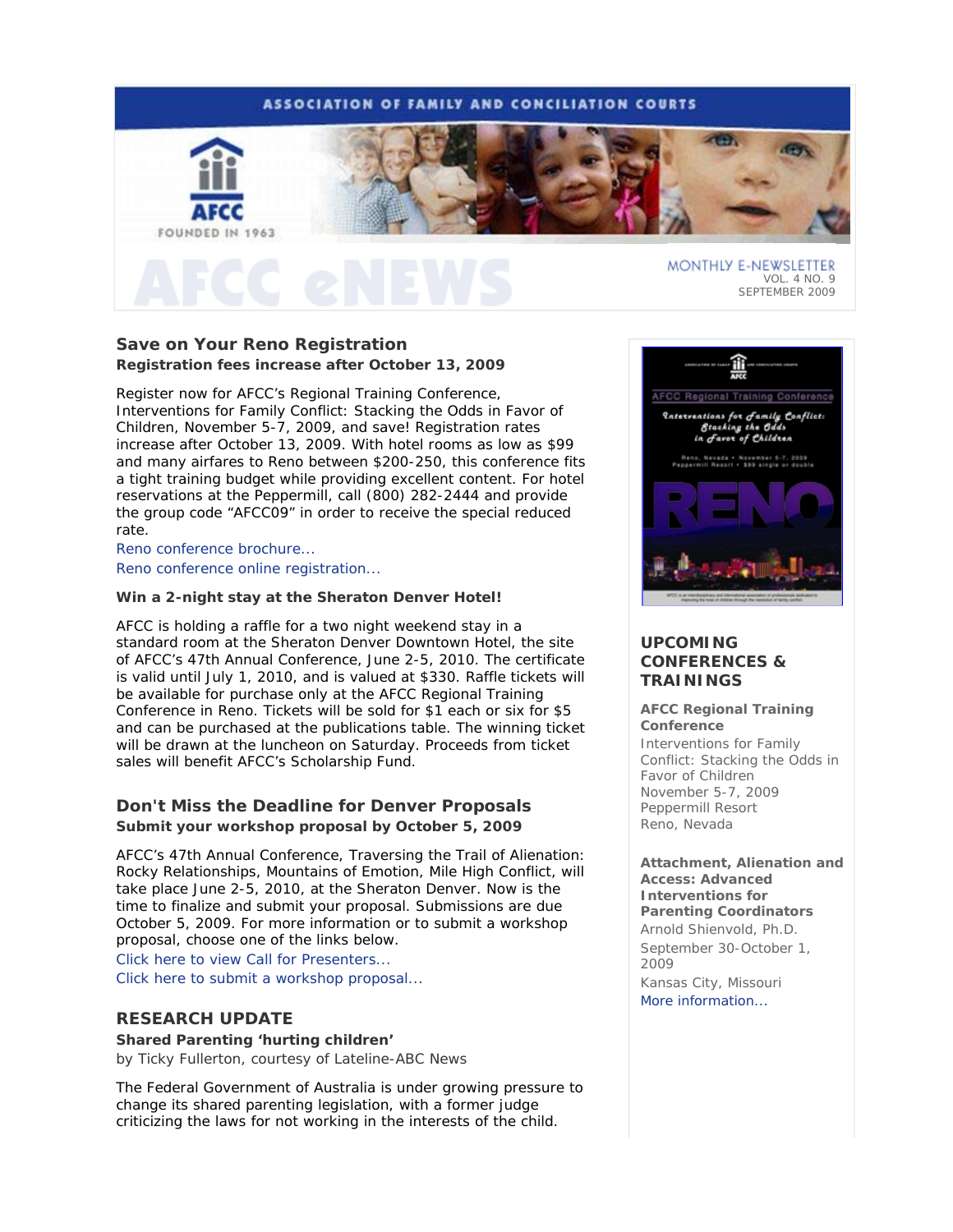ASSOCIATION OF FAMILY AND CONCILIATION COURTS

AFCC
FOUNDED IN 1963

# AFCC eNEWS

MONTHLY E-NEWSLETTER
VOL. 4 NO. 9
SEPTEMBER 2009

## Save on Your Reno Registration

**Registration fees increase after October 13, 2009**

Register now for AFCC's Regional Training Conference, Interventions for Family Conflict: Stacking the Odds in Favor of Children, November 5-7, 2009, and save! Registration rates increase after October 13, 2009. With hotel rooms as low as $99 and many airfares to Reno between $200-250, this conference fits a tight training budget while providing excellent content. For hotel reservations at the Peppermill, call (800) 282-2444 and provide the group code "AFCC09" in order to receive the special reduced rate.

Reno conference brochure...

Reno conference online registration...

**Win a 2-night stay at the Sheraton Denver Hotel!**

AFCC is holding a raffle for a two night weekend stay in a standard room at the Sheraton Denver Downtown Hotel, the site of AFCC's 47th Annual Conference, June 2-5, 2010. The certificate is valid until July 1, 2010, and is valued at $330. Raffle tickets will be available for purchase only at the AFCC Regional Training Conference in Reno. Tickets will be sold for $1 each or six for $5 and can be purchased at the publications table. The winning ticket will be drawn at the luncheon on Saturday. Proceeds from ticket sales will benefit AFCC's Scholarship Fund.

## Don't Miss the Deadline for Denver Proposals

**Submit your workshop proposal by October 5, 2009**

AFCC's 47th Annual Conference, Traversing the Trail of Alienation: Rocky Relationships, Mountains of Emotion, Mile High Conflict, will take place June 2-5, 2010, at the Sheraton Denver. Now is the time to finalize and submit your proposal. Submissions are due October 5, 2009. For more information or to submit a workshop proposal, choose one of the links below.

Click here to view Call for Presenters...

Click here to submit a workshop proposal...

## RESEARCH UPDATE

**Shared Parenting 'hurting children'**

by Ticky Fullerton, courtesy of Lateline-ABC News

The Federal Government of Australia is under growing pressure to change its shared parenting legislation, with a former judge criticizing the laws for not working in the interests of the child.

AFCC Regional Training Conference
Interventions for Family Conflict: Stacking the Odds in Favor of Children
Reno, Nevada • November 5-7, 2009
Peppermill Resort • $99 single or double
RENO

## UPCOMING CONFERENCES & TRAININGS

**AFCC Regional Training Conference**

Interventions for Family Conflict: Stacking the Odds in Favor of Children
November 5-7, 2009
Peppermill Resort
Reno, Nevada

**Attachment, Alienation and Access: Advanced Interventions for Parenting Coordinators**

Arnold Shienvold, Ph.D.
September 30-October 1, 2009
Kansas City, Missouri
More information...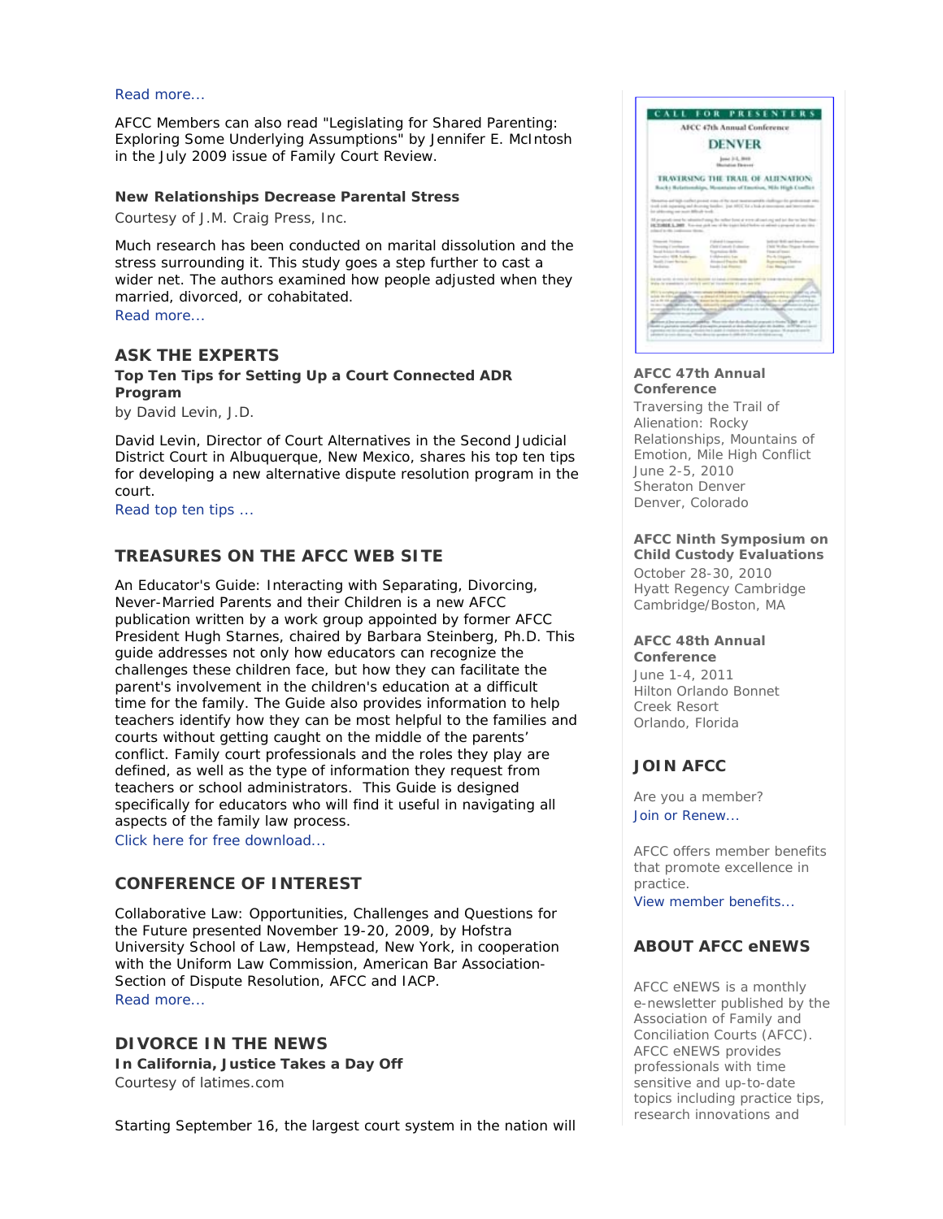Read more...

AFCC Members can also read "Legislating for Shared Parenting: Exploring Some Underlying Assumptions" by Jennifer E. McIntosh in the July 2009 issue of Family Court Review.

**New Relationships Decrease Parental Stress**

Courtesy of J.M. Craig Press, Inc.

Much research has been conducted on marital dissolution and the stress surrounding it. This study goes a step further to cast a wider net. The authors examined how people adjusted when they married, divorced, or cohabitated.

Read more...

## ASK THE EXPERTS

**Top Ten Tips for Setting Up a Court Connected ADR Program**

by David Levin, J.D.

David Levin, Director of Court Alternatives in the Second Judicial District Court in Albuquerque, New Mexico, shares his top ten tips for developing a new alternative dispute resolution program in the court.

Read top ten tips ...

## TREASURES ON THE AFCC WEB SITE

An Educator's Guide: Interacting with Separating, Divorcing, Never-Married Parents and their Children is a new AFCC publication written by a work group appointed by former AFCC President Hugh Starnes, chaired by Barbara Steinberg, Ph.D. This guide addresses not only how educators can recognize the challenges these children face, but how they can facilitate the parent's involvement in the children's education at a difficult time for the family. The Guide also provides information to help teachers identify how they can be most helpful to the families and courts without getting caught on the middle of the parents' conflict. Family court professionals and the roles they play are defined, as well as the type of information they request from teachers or school administrators. This Guide is designed specifically for educators who will find it useful in navigating all aspects of the family law process.

Click here for free download...

## CONFERENCE OF INTEREST

Collaborative Law: Opportunities, Challenges and Questions for the Future presented November 19-20, 2009, by Hofstra University School of Law, Hempstead, New York, in cooperation with the Uniform Law Commission, American Bar Association-Section of Dispute Resolution, AFCC and IACP.

Read more...

## DIVORCE IN THE NEWS

**In California, Justice Takes a Day Off**

Courtesy of latimes.com

Starting September 16, the largest court system in the nation will

**AFCC 47th Annual Conference**

Traversing the Trail of Alienation: Rocky Relationships, Mountains of Emotion, Mile High Conflict
June 2-5, 2010
Sheraton Denver
Denver, Colorado

**AFCC Ninth Symposium on Child Custody Evaluations**

October 28-30, 2010
Hyatt Regency Cambridge
Cambridge/Boston, MA

**AFCC 48th Annual Conference**

June 1-4, 2011
Hilton Orlando Bonnet Creek Resort
Orlando, Florida

## JOIN AFCC

Are you a member?
Join or Renew...

AFCC offers member benefits that promote excellence in practice.
View member benefits...

## ABOUT AFCC eNEWS

AFCC eNEWS is a monthly e-newsletter published by the Association of Family and Conciliation Courts (AFCC). AFCC eNEWS provides professionals with time sensitive and up-to-date topics including practice tips, research innovations and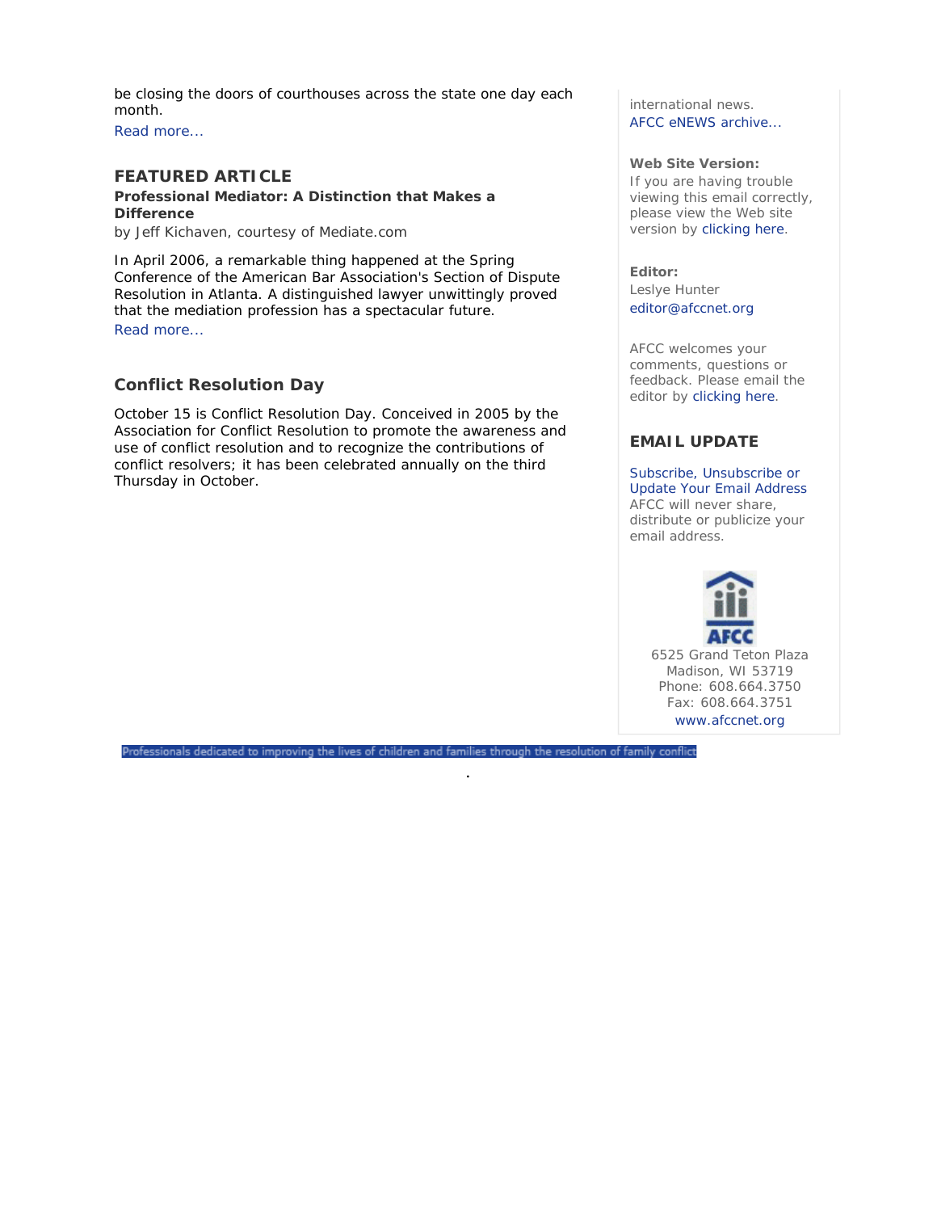be closing the doors of courthouses across the state one day each month.

Read more...

## FEATURED ARTICLE

**Professional Mediator: A Distinction that Makes a Difference**

by Jeff Kichaven, courtesy of Mediate.com

In April 2006, a remarkable thing happened at the Spring Conference of the American Bar Association's Section of Dispute Resolution in Atlanta. A distinguished lawyer unwittingly proved that the mediation profession has a spectacular future.

Read more...

## Conflict Resolution Day

October 15 is Conflict Resolution Day. Conceived in 2005 by the Association for Conflict Resolution to promote the awareness and use of conflict resolution and to recognize the contributions of conflict resolvers; it has been celebrated annually on the third Thursday in October.

international news.

AFCC eNEWS archive...

**Web Site Version:**

If you are having trouble viewing this email correctly, please view the Web site version by clicking here.

**Editor:**

Leslye Hunter

editor@afccnet.org

AFCC welcomes your comments, questions or feedback. Please email the editor by clicking here.

## EMAIL UPDATE

Subscribe, Unsubscribe or Update Your Email Address

AFCC will never share, distribute or publicize your email address.

AFCC

6525 Grand Teton Plaza
Madison, WI 53719
Phone: 608.664.3750
Fax: 608.664.3751
www.afccnet.org

Professionals dedicated to improving the lives of children and families through the resolution of family conflict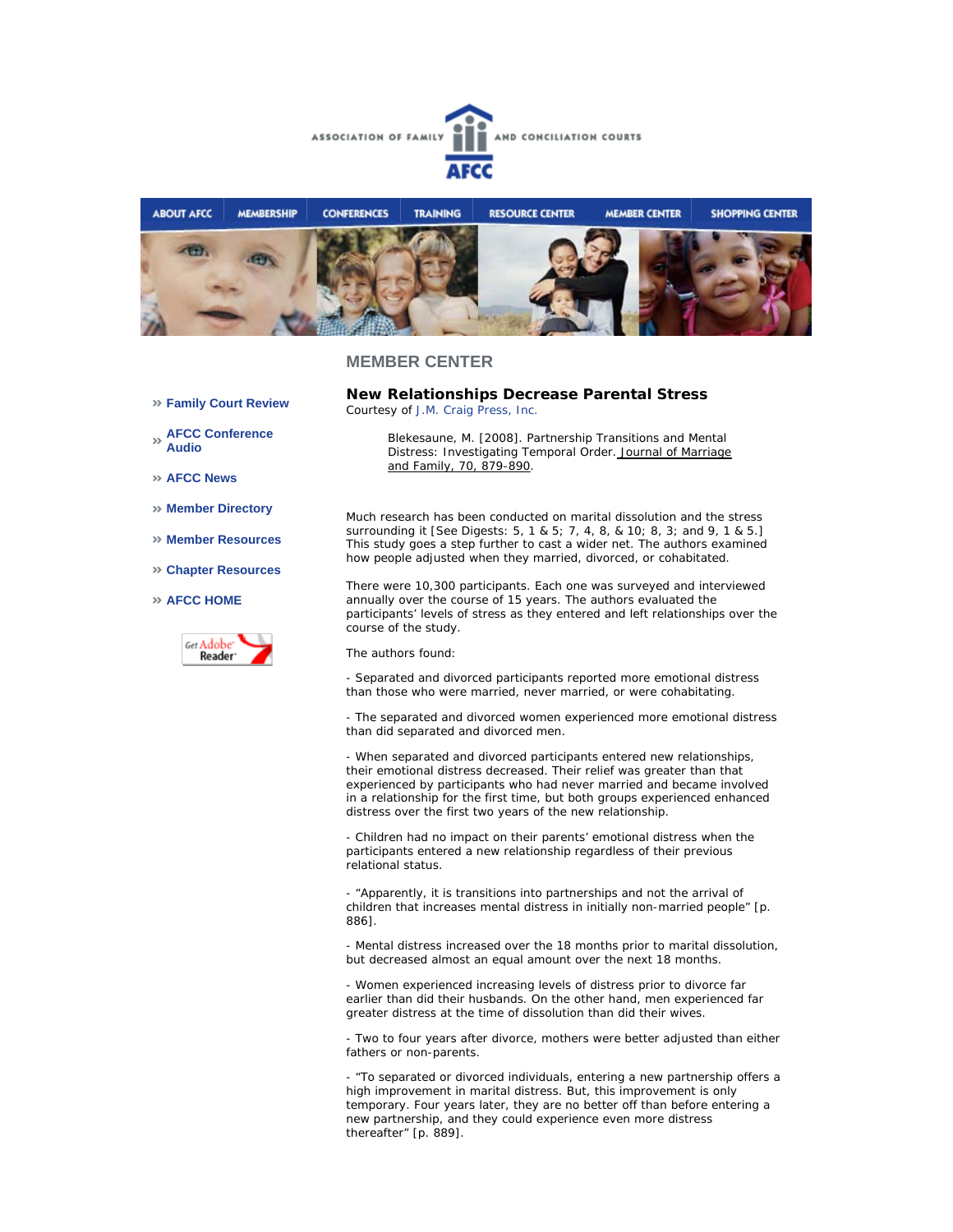ASSOCIATION OF FAMILY AND CONCILIATION COURTS

AFCC

ABOUT AFCC | MEMBERSHIP | CONFERENCES | TRAINING | RESOURCE CENTER | MEMBER CENTER | SHOPPING CENTER

## MEMBER CENTER

- » Family Court Review
- » AFCC Conference Audio
- » AFCC News
- » Member Directory
- » Member Resources
- » Chapter Resources
- » AFCC HOME

### New Relationships Decrease Parental Stress

Courtesy of J.M. Craig Press, Inc.

> Blekesaune, M. [2008]. Partnership Transitions and Mental Distress: Investigating Temporal Order. Journal of Marriage and Family, 70, 879-890.

Much research has been conducted on marital dissolution and the stress surrounding it [See Digests: 5, 1 & 5; 7, 4, 8, & 10; 8, 3; and 9, 1 & 5.] This study goes a step further to cast a wider net. The authors examined how people adjusted when they married, divorced, or cohabitated.

There were 10,300 participants. Each one was surveyed and interviewed annually over the course of 15 years. The authors evaluated the participants' levels of stress as they entered and left relationships over the course of the study.

The authors found:

- Separated and divorced participants reported more emotional distress than those who were married, never married, or were cohabitating.

- The separated and divorced women experienced more emotional distress than did separated and divorced men.

- When separated and divorced participants entered new relationships, their emotional distress decreased. Their relief was greater than that experienced by participants who had never married and became involved in a relationship for the first time, but both groups experienced enhanced distress over the first two years of the new relationship.

- Children had no impact on their parents' emotional distress when the participants entered a new relationship regardless of their previous relational status.

- "Apparently, it is transitions into partnerships and not the arrival of children that increases mental distress in initially non-married people" [p. 886].

- Mental distress increased over the 18 months prior to marital dissolution, but decreased almost an equal amount over the next 18 months.

- Women experienced increasing levels of distress prior to divorce far earlier than did their husbands. On the other hand, men experienced far greater distress at the time of dissolution than did their wives.

- Two to four years after divorce, mothers were better adjusted than either fathers or non-parents.

- "To separated or divorced individuals, entering a new partnership offers a high improvement in marital distress. But, this improvement is only temporary. Four years later, they are no better off than before entering a new partnership, and they could experience even more distress thereafter" [p. 889].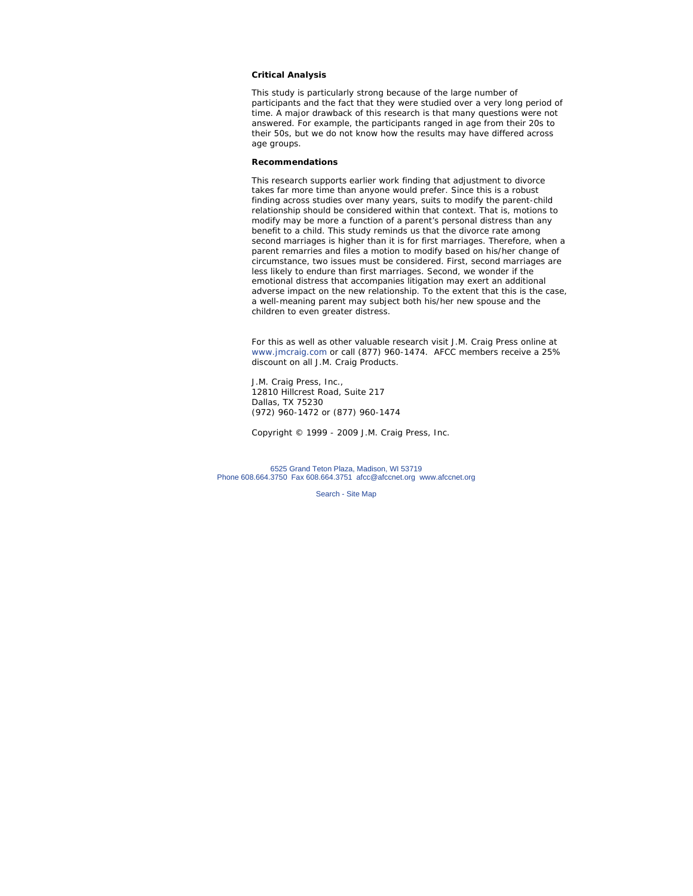**Critical Analysis**

This study is particularly strong because of the large number of participants and the fact that they were studied over a very long period of time. A major drawback of this research is that many questions were not answered. For example, the participants ranged in age from their 20s to their 50s, but we do not know how the results may have differed across age groups.

**Recommendations**

This research supports earlier work finding that adjustment to divorce takes far more time than anyone would prefer. Since this is a robust finding across studies over many years, suits to modify the parent-child relationship should be considered within that context. That is, motions to modify may be more a function of a parent's personal distress than any benefit to a child. This study reminds us that the divorce rate among second marriages is higher than it is for first marriages. Therefore, when a parent remarries and files a motion to modify based on his/her change of circumstance, two issues must be considered. First, second marriages are less likely to endure than first marriages. Second, we wonder if the emotional distress that accompanies litigation may exert an additional adverse impact on the new relationship. To the extent that this is the case, a well-meaning parent may subject both his/her new spouse and the children to even greater distress.

For this as well as other valuable research visit J.M. Craig Press online at www.jmcraig.com or call (877) 960-1474. AFCC members receive a 25% discount on all J.M. Craig Products.

J.M. Craig Press, Inc.,
12810 Hillcrest Road, Suite 217
Dallas, TX 75230
(972) 960-1472 or (877) 960-1474

Copyright © 1999 - 2009 J.M. Craig Press, Inc.

6525 Grand Teton Plaza, Madison, WI 53719
Phone 608.664.3750 Fax 608.664.3751 afcc@afccnet.org www.afccnet.org

Search - Site Map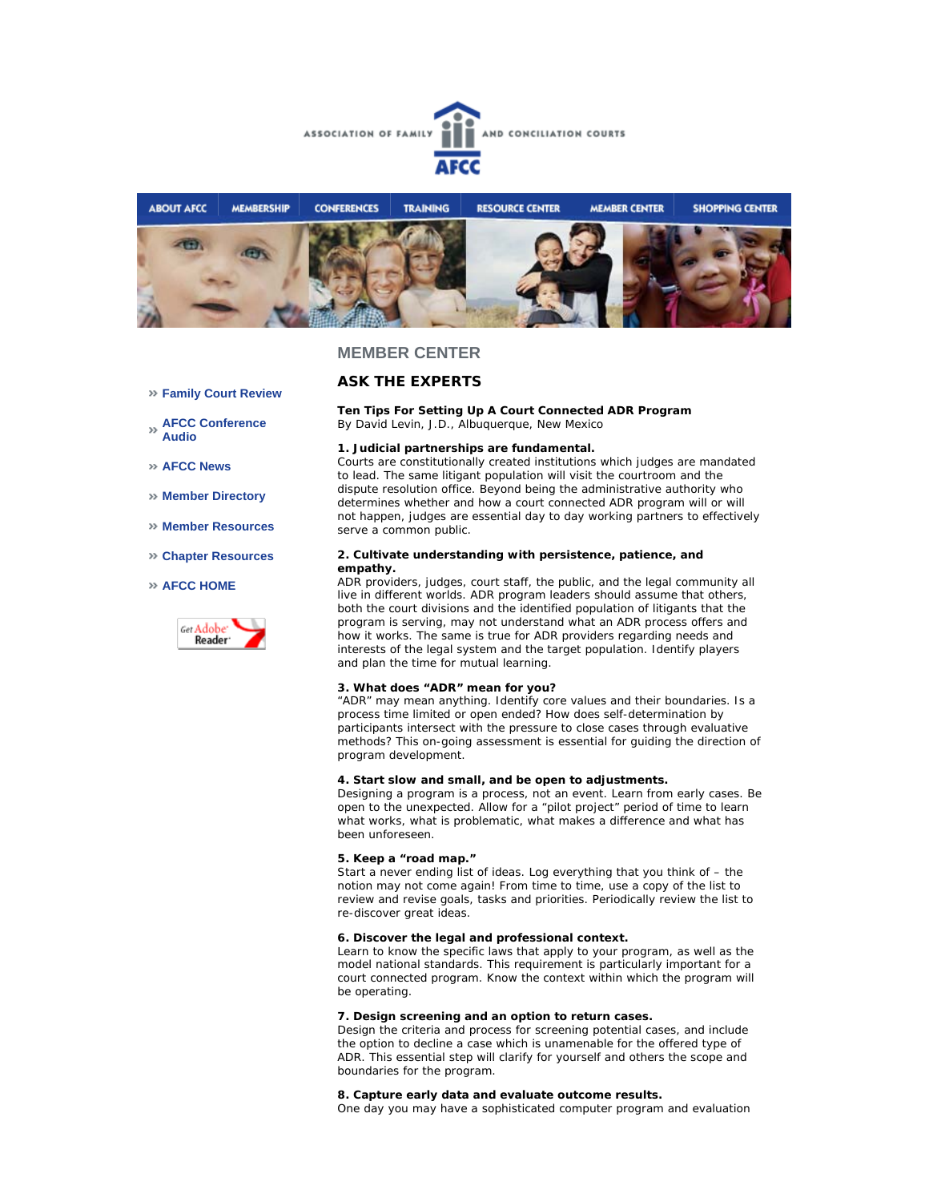ASSOCIATION OF FAMILY AND CONCILIATION COURTS

AFCC

ABOUT AFCC | MEMBERSHIP | CONFERENCES | TRAINING | RESOURCE CENTER | MEMBER CENTER | SHOPPING CENTER

» Family Court Review

» AFCC Conference Audio

» AFCC News

» Member Directory

» Member Resources

» Chapter Resources

» AFCC HOME

## MEMBER CENTER

## ASK THE EXPERTS

**Ten Tips For Setting Up A Court Connected ADR Program**
By David Levin, J.D., Albuquerque, New Mexico

**1. Judicial partnerships are fundamental.**
Courts are constitutionally created institutions which judges are mandated to lead. The same litigant population will visit the courtroom and the dispute resolution office. Beyond being the administrative authority who determines whether and how a court connected ADR program will or will not happen, judges are essential day to day working partners to effectively serve a common public.

**2. Cultivate understanding with persistence, patience, and empathy.**
ADR providers, judges, court staff, the public, and the legal community all live in different worlds. ADR program leaders should assume that others, both the court divisions and the identified population of litigants that the program is serving, may not understand what an ADR process offers and how it works. The same is true for ADR providers regarding needs and interests of the legal system and the target population. Identify players and plan the time for mutual learning.

**3. What does "ADR" mean for you?**
"ADR" may mean anything. Identify core values and their boundaries. Is a process time limited or open ended? How does self-determination by participants intersect with the pressure to close cases through evaluative methods? This on-going assessment is essential for guiding the direction of program development.

**4. Start slow and small, and be open to adjustments.**
Designing a program is a process, not an event. Learn from early cases. Be open to the unexpected. Allow for a "pilot project" period of time to learn what works, what is problematic, what makes a difference and what has been unforeseen.

**5. Keep a "road map."**
Start a never ending list of ideas. Log everything that you think of – the notion may not come again! From time to time, use a copy of the list to review and revise goals, tasks and priorities. Periodically review the list to re-discover great ideas.

**6. Discover the legal and professional context.**
Learn to know the specific laws that apply to your program, as well as the model national standards. This requirement is particularly important for a court connected program. Know the context within which the program will be operating.

**7. Design screening and an option to return cases.**
Design the criteria and process for screening potential cases, and include the option to decline a case which is unamenable for the offered type of ADR. This essential step will clarify for yourself and others the scope and boundaries for the program.

**8. Capture early data and evaluate outcome results.**
One day you may have a sophisticated computer program and evaluation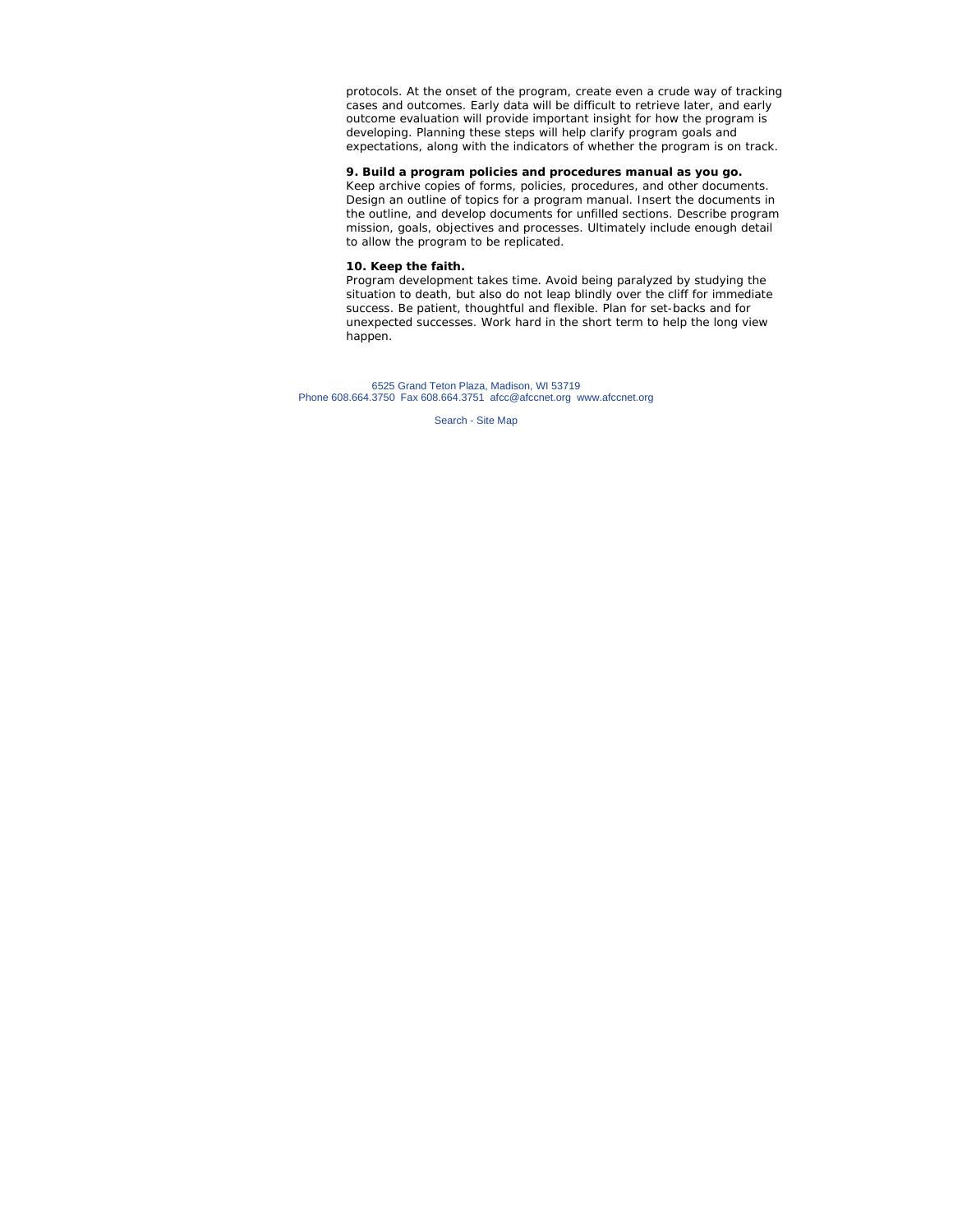protocols. At the onset of the program, create even a crude way of tracking cases and outcomes. Early data will be difficult to retrieve later, and early outcome evaluation will provide important insight for how the program is developing. Planning these steps will help clarify program goals and expectations, along with the indicators of whether the program is on track.

**9. Build a program policies and procedures manual as you go.**
Keep archive copies of forms, policies, procedures, and other documents. Design an outline of topics for a program manual. Insert the documents in the outline, and develop documents for unfilled sections. Describe program mission, goals, objectives and processes. Ultimately include enough detail to allow the program to be replicated.

**10. Keep the faith.**
Program development takes time. Avoid being paralyzed by studying the situation to death, but also do not leap blindly over the cliff for immediate success. Be patient, thoughtful and flexible. Plan for set-backs and for unexpected successes. Work hard in the short term to help the long view happen.

6525 Grand Teton Plaza, Madison, WI 53719
Phone 608.664.3750 Fax 608.664.3751 afcc@afccnet.org www.afccnet.org

Search - Site Map